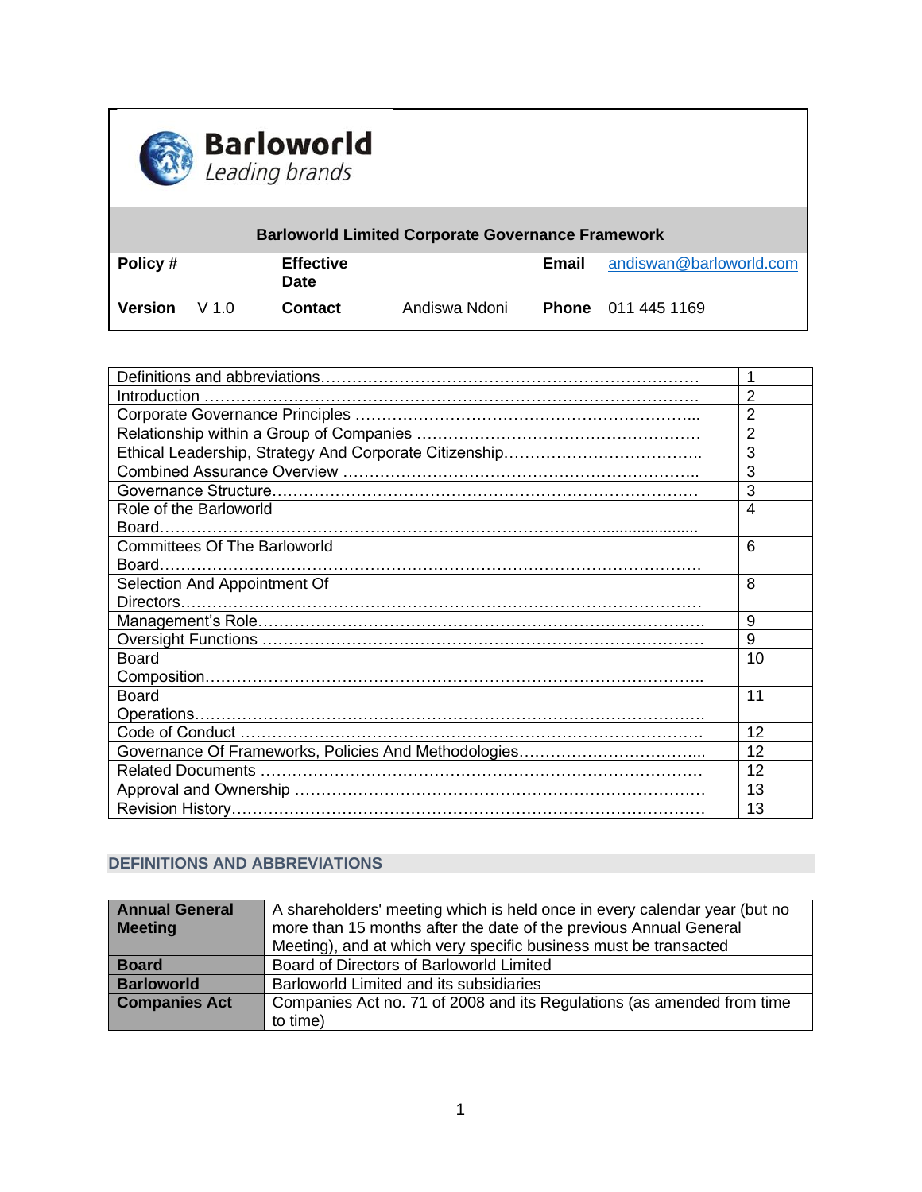**Barloworld**
*Leading brands*

| Barloworld Limited Corporate Governance Framework | | | | | |
|---|---|---|---|---|---|
| **Policy #** | | **Effective Date** | | **Email** | andiswan@barloworld.com |
| **Version** | V 1.0 | **Contact** | Andiswa Ndoni | **Phone** | 011 445 1169 |

| Contents | Page |
|---|---|
| Definitions and abbreviations | 1 |
| Introduction | 2 |
| Corporate Governance Principles | 2 |
| Relationship within a Group of Companies | 2 |
| Ethical Leadership, Strategy And Corporate Citizenship | 3 |
| Combined Assurance Overview | 3 |
| Governance Structure | 3 |
| Role of the Barloworld Board | 4 |
| Committees Of The Barloworld Board | 6 |
| Selection And Appointment Of Directors | 8 |
| Management's Role | 9 |
| Oversight Functions | 9 |
| Board Composition | 10 |
| Board Operations | 11 |
| Code of Conduct | 12 |
| Governance Of Frameworks, Policies And Methodologies | 12 |
| Related Documents | 12 |
| Approval and Ownership | 13 |
| Revision History | 13 |

## DEFINITIONS AND ABBREVIATIONS

| Term | Definition |
|---|---|
| **Annual General Meeting** | A shareholders' meeting which is held once in every calendar year (but no more than 15 months after the date of the previous Annual General Meeting), and at which very specific business must be transacted |
| **Board** | Board of Directors of Barloworld Limited |
| **Barloworld** | Barloworld Limited and its subsidiaries |
| **Companies Act** | Companies Act no. 71 of 2008 and its Regulations (as amended from time to time) |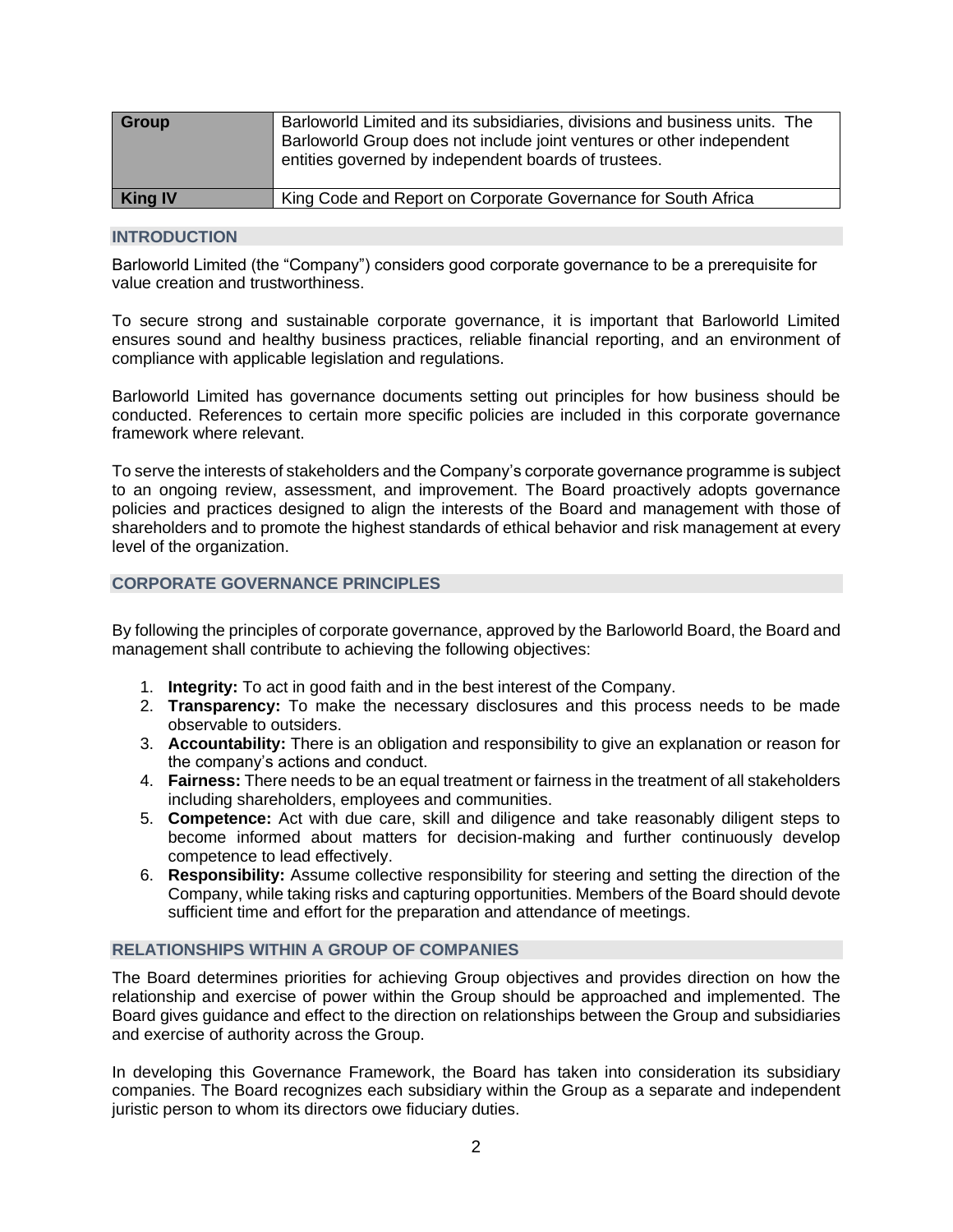| | |
|---|---|
| **Group** | Barloworld Limited and its subsidiaries, divisions and business units. The Barloworld Group does not include joint ventures or other independent entities governed by independent boards of trustees. |
| **King IV** | King Code and Report on Corporate Governance for South Africa |

## INTRODUCTION

Barloworld Limited (the "Company") considers good corporate governance to be a prerequisite for value creation and trustworthiness.

To secure strong and sustainable corporate governance, it is important that Barloworld Limited ensures sound and healthy business practices, reliable financial reporting, and an environment of compliance with applicable legislation and regulations.

Barloworld Limited has governance documents setting out principles for how business should be conducted. References to certain more specific policies are included in this corporate governance framework where relevant.

To serve the interests of stakeholders and the Company's corporate governance programme is subject to an ongoing review, assessment, and improvement. The Board proactively adopts governance policies and practices designed to align the interests of the Board and management with those of shareholders and to promote the highest standards of ethical behavior and risk management at every level of the organization.

## CORPORATE GOVERNANCE PRINCIPLES

By following the principles of corporate governance, approved by the Barloworld Board, the Board and management shall contribute to achieving the following objectives:

1. **Integrity:** To act in good faith and in the best interest of the Company.
2. **Transparency:** To make the necessary disclosures and this process needs to be made observable to outsiders.
3. **Accountability:** There is an obligation and responsibility to give an explanation or reason for the company's actions and conduct.
4. **Fairness:** There needs to be an equal treatment or fairness in the treatment of all stakeholders including shareholders, employees and communities.
5. **Competence:** Act with due care, skill and diligence and take reasonably diligent steps to become informed about matters for decision-making and further continuously develop competence to lead effectively.
6. **Responsibility:** Assume collective responsibility for steering and setting the direction of the Company, while taking risks and capturing opportunities. Members of the Board should devote sufficient time and effort for the preparation and attendance of meetings.

## RELATIONSHIPS WITHIN A GROUP OF COMPANIES

The Board determines priorities for achieving Group objectives and provides direction on how the relationship and exercise of power within the Group should be approached and implemented. The Board gives guidance and effect to the direction on relationships between the Group and subsidiaries and exercise of authority across the Group.

In developing this Governance Framework, the Board has taken into consideration its subsidiary companies. The Board recognizes each subsidiary within the Group as a separate and independent juristic person to whom its directors owe fiduciary duties.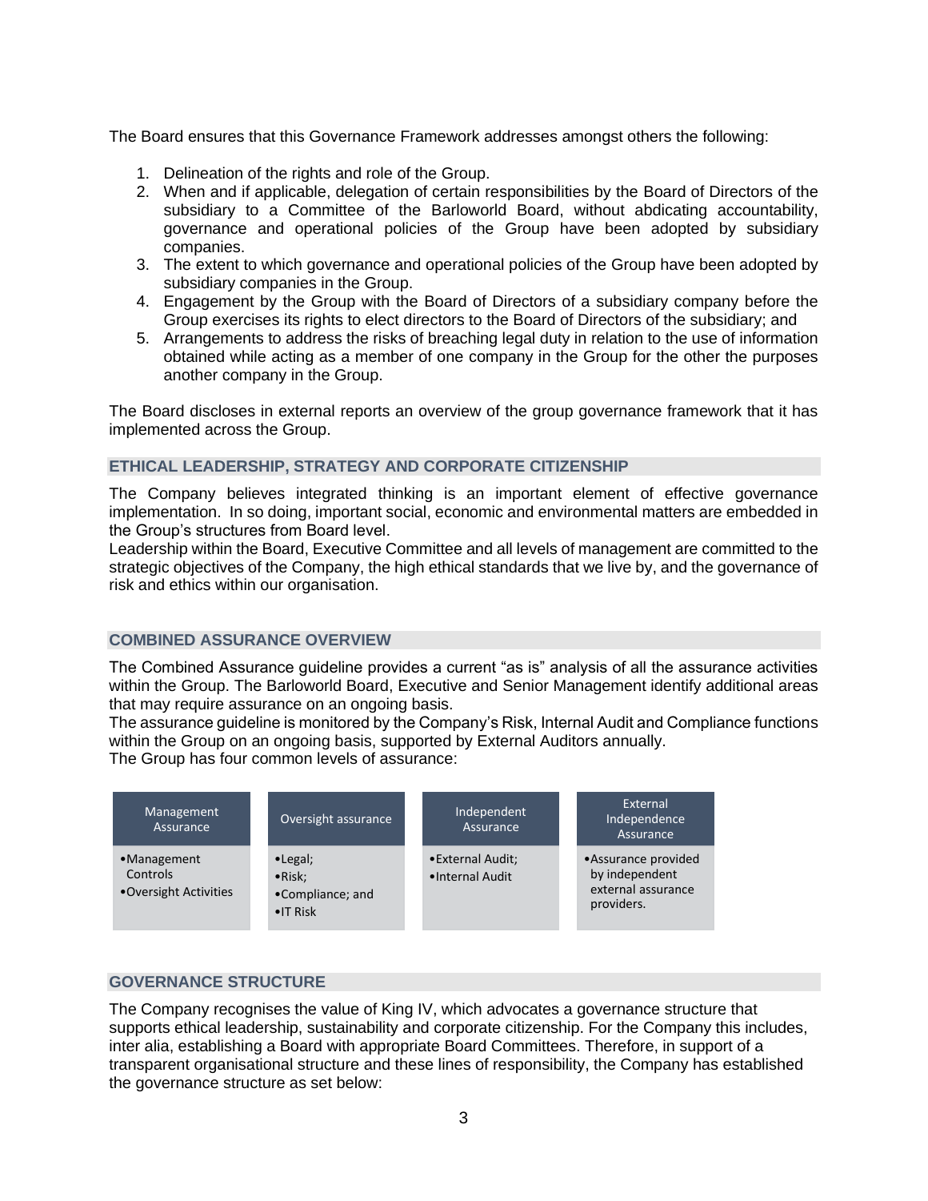The Board ensures that this Governance Framework addresses amongst others the following:

1. Delineation of the rights and role of the Group.
2. When and if applicable, delegation of certain responsibilities by the Board of Directors of the subsidiary to a Committee of the Barloworld Board, without abdicating accountability, governance and operational policies of the Group have been adopted by subsidiary companies.
3. The extent to which governance and operational policies of the Group have been adopted by subsidiary companies in the Group.
4. Engagement by the Group with the Board of Directors of a subsidiary company before the Group exercises its rights to elect directors to the Board of Directors of the subsidiary; and
5. Arrangements to address the risks of breaching legal duty in relation to the use of information obtained while acting as a member of one company in the Group for the other the purposes another company in the Group.

The Board discloses in external reports an overview of the group governance framework that it has implemented across the Group.

## ETHICAL LEADERSHIP, STRATEGY AND CORPORATE CITIZENSHIP

The Company believes integrated thinking is an important element of effective governance implementation. In so doing, important social, economic and environmental matters are embedded in the Group's structures from Board level.

Leadership within the Board, Executive Committee and all levels of management are committed to the strategic objectives of the Company, the high ethical standards that we live by, and the governance of risk and ethics within our organisation.

## COMBINED ASSURANCE OVERVIEW

The Combined Assurance guideline provides a current "as is" analysis of all the assurance activities within the Group. The Barloworld Board, Executive and Senior Management identify additional areas that may require assurance on an ongoing basis.

The assurance guideline is monitored by the Company's Risk, Internal Audit and Compliance functions within the Group on an ongoing basis, supported by External Auditors annually.

The Group has four common levels of assurance:

| Management Assurance | Oversight assurance | Independent Assurance | External Independence Assurance |
|---|---|---|---|
| • Management Controls<br>• Oversight Activities | • Legal;<br>• Risk;<br>• Compliance; and<br>• IT Risk | • External Audit;<br>• Internal Audit | • Assurance provided by independent external assurance providers. |

## GOVERNANCE STRUCTURE

The Company recognises the value of King IV, which advocates a governance structure that supports ethical leadership, sustainability and corporate citizenship. For the Company this includes, inter alia, establishing a Board with appropriate Board Committees. Therefore, in support of a transparent organisational structure and these lines of responsibility, the Company has established the governance structure as set below: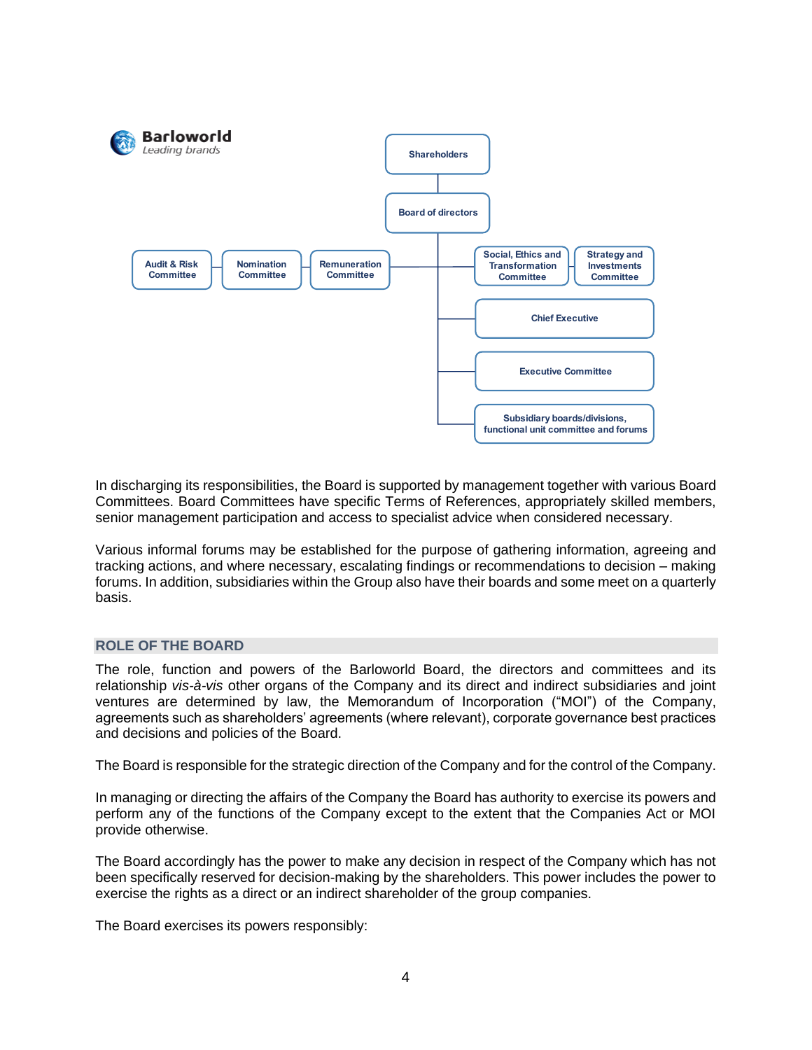Barloworld
Leading brands

- Shareholders
  - Board of directors
    - Audit & Risk Committee
    - Nomination Committee
    - Remuneration Committee
    - Social, Ethics and Transformation Committee
    - Strategy and Investments Committee
    - Chief Executive
    - Executive Committee
    - Subsidiary boards/divisions, functional unit committee and forums

In discharging its responsibilities, the Board is supported by management together with various Board Committees. Board Committees have specific Terms of References, appropriately skilled members, senior management participation and access to specialist advice when considered necessary.

Various informal forums may be established for the purpose of gathering information, agreeing and tracking actions, and where necessary, escalating findings or recommendations to decision – making forums. In addition, subsidiaries within the Group also have their boards and some meet on a quarterly basis.

## ROLE OF THE BOARD

The role, function and powers of the Barloworld Board, the directors and committees and its relationship *vis-à-vis* other organs of the Company and its direct and indirect subsidiaries and joint ventures are determined by law, the Memorandum of Incorporation ("MOI") of the Company, agreements such as shareholders' agreements (where relevant), corporate governance best practices and decisions and policies of the Board.

The Board is responsible for the strategic direction of the Company and for the control of the Company.

In managing or directing the affairs of the Company the Board has authority to exercise its powers and perform any of the functions of the Company except to the extent that the Companies Act or MOI provide otherwise.

The Board accordingly has the power to make any decision in respect of the Company which has not been specifically reserved for decision-making by the shareholders. This power includes the power to exercise the rights as a direct or an indirect shareholder of the group companies.

The Board exercises its powers responsibly: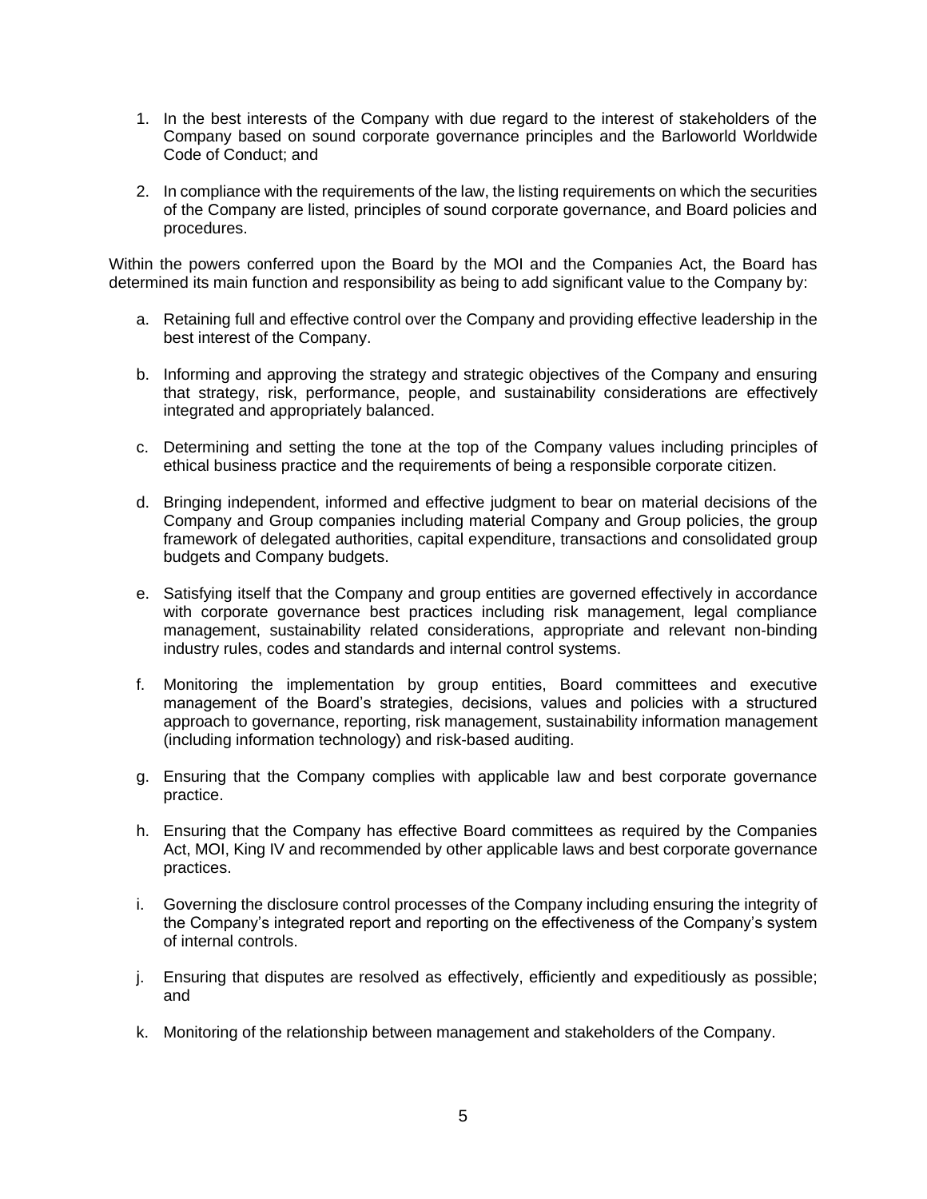1. In the best interests of the Company with due regard to the interest of stakeholders of the Company based on sound corporate governance principles and the Barloworld Worldwide Code of Conduct; and

2. In compliance with the requirements of the law, the listing requirements on which the securities of the Company are listed, principles of sound corporate governance, and Board policies and procedures.

Within the powers conferred upon the Board by the MOI and the Companies Act, the Board has determined its main function and responsibility as being to add significant value to the Company by:

a. Retaining full and effective control over the Company and providing effective leadership in the best interest of the Company.

b. Informing and approving the strategy and strategic objectives of the Company and ensuring that strategy, risk, performance, people, and sustainability considerations are effectively integrated and appropriately balanced.

c. Determining and setting the tone at the top of the Company values including principles of ethical business practice and the requirements of being a responsible corporate citizen.

d. Bringing independent, informed and effective judgment to bear on material decisions of the Company and Group companies including material Company and Group policies, the group framework of delegated authorities, capital expenditure, transactions and consolidated group budgets and Company budgets.

e. Satisfying itself that the Company and group entities are governed effectively in accordance with corporate governance best practices including risk management, legal compliance management, sustainability related considerations, appropriate and relevant non-binding industry rules, codes and standards and internal control systems.

f. Monitoring the implementation by group entities, Board committees and executive management of the Board's strategies, decisions, values and policies with a structured approach to governance, reporting, risk management, sustainability information management (including information technology) and risk-based auditing.

g. Ensuring that the Company complies with applicable law and best corporate governance practice.

h. Ensuring that the Company has effective Board committees as required by the Companies Act, MOI, King IV and recommended by other applicable laws and best corporate governance practices.

i. Governing the disclosure control processes of the Company including ensuring the integrity of the Company's integrated report and reporting on the effectiveness of the Company's system of internal controls.

j. Ensuring that disputes are resolved as effectively, efficiently and expeditiously as possible; and

k. Monitoring of the relationship between management and stakeholders of the Company.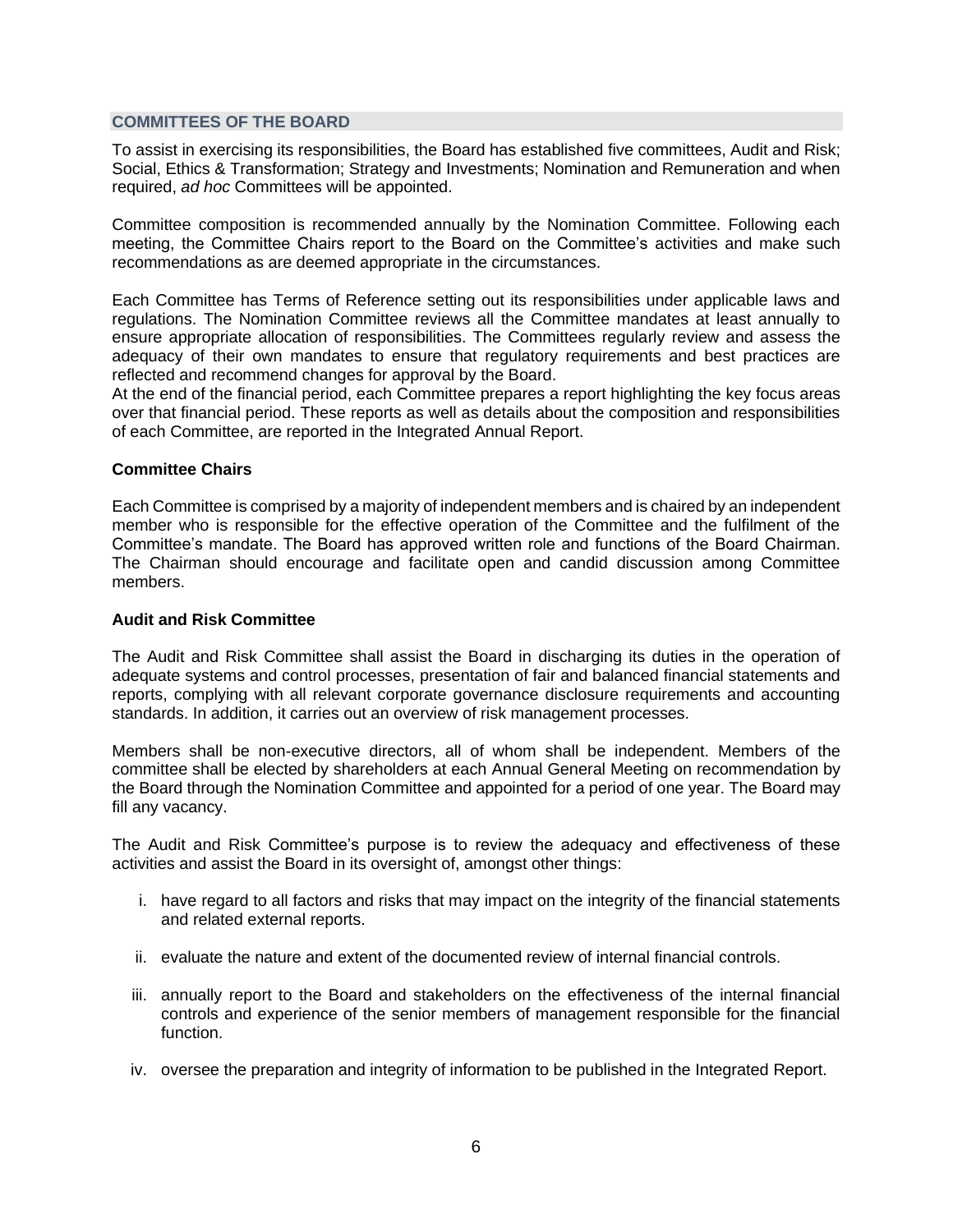## COMMITTEES OF THE BOARD

To assist in exercising its responsibilities, the Board has established five committees, Audit and Risk; Social, Ethics & Transformation; Strategy and Investments; Nomination and Remuneration and when required, *ad hoc* Committees will be appointed.

Committee composition is recommended annually by the Nomination Committee. Following each meeting, the Committee Chairs report to the Board on the Committee's activities and make such recommendations as are deemed appropriate in the circumstances.

Each Committee has Terms of Reference setting out its responsibilities under applicable laws and regulations. The Nomination Committee reviews all the Committee mandates at least annually to ensure appropriate allocation of responsibilities. The Committees regularly review and assess the adequacy of their own mandates to ensure that regulatory requirements and best practices are reflected and recommend changes for approval by the Board.
At the end of the financial period, each Committee prepares a report highlighting the key focus areas over that financial period. These reports as well as details about the composition and responsibilities of each Committee, are reported in the Integrated Annual Report.

### Committee Chairs

Each Committee is comprised by a majority of independent members and is chaired by an independent member who is responsible for the effective operation of the Committee and the fulfilment of the Committee's mandate. The Board has approved written role and functions of the Board Chairman. The Chairman should encourage and facilitate open and candid discussion among Committee members.

### Audit and Risk Committee

The Audit and Risk Committee shall assist the Board in discharging its duties in the operation of adequate systems and control processes, presentation of fair and balanced financial statements and reports, complying with all relevant corporate governance disclosure requirements and accounting standards. In addition, it carries out an overview of risk management processes.

Members shall be non-executive directors, all of whom shall be independent. Members of the committee shall be elected by shareholders at each Annual General Meeting on recommendation by the Board through the Nomination Committee and appointed for a period of one year. The Board may fill any vacancy.

The Audit and Risk Committee's purpose is to review the adequacy and effectiveness of these activities and assist the Board in its oversight of, amongst other things:

i. have regard to all factors and risks that may impact on the integrity of the financial statements and related external reports.

ii. evaluate the nature and extent of the documented review of internal financial controls.

iii. annually report to the Board and stakeholders on the effectiveness of the internal financial controls and experience of the senior members of management responsible for the financial function.

iv. oversee the preparation and integrity of information to be published in the Integrated Report.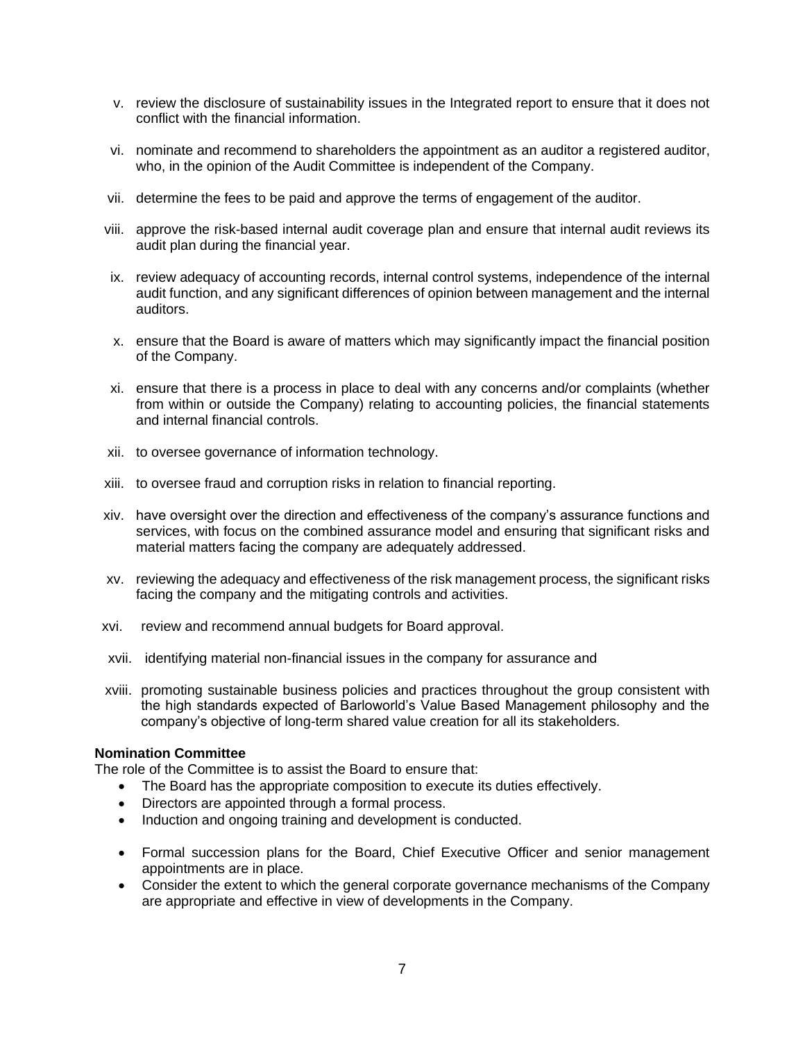v. review the disclosure of sustainability issues in the Integrated report to ensure that it does not conflict with the financial information.

vi. nominate and recommend to shareholders the appointment as an auditor a registered auditor, who, in the opinion of the Audit Committee is independent of the Company.

vii. determine the fees to be paid and approve the terms of engagement of the auditor.

viii. approve the risk-based internal audit coverage plan and ensure that internal audit reviews its audit plan during the financial year.

ix. review adequacy of accounting records, internal control systems, independence of the internal audit function, and any significant differences of opinion between management and the internal auditors.

x. ensure that the Board is aware of matters which may significantly impact the financial position of the Company.

xi. ensure that there is a process in place to deal with any concerns and/or complaints (whether from within or outside the Company) relating to accounting policies, the financial statements and internal financial controls.

xii. to oversee governance of information technology.

xiii. to oversee fraud and corruption risks in relation to financial reporting.

xiv. have oversight over the direction and effectiveness of the company's assurance functions and services, with focus on the combined assurance model and ensuring that significant risks and material matters facing the company are adequately addressed.

xv. reviewing the adequacy and effectiveness of the risk management process, the significant risks facing the company and the mitigating controls and activities.

xvi. review and recommend annual budgets for Board approval.

xvii. identifying material non-financial issues in the company for assurance and

xviii. promoting sustainable business policies and practices throughout the group consistent with the high standards expected of Barloworld's Value Based Management philosophy and the company's objective of long-term shared value creation for all its stakeholders.

**Nomination Committee**

The role of the Committee is to assist the Board to ensure that:

- The Board has the appropriate composition to execute its duties effectively.
- Directors are appointed through a formal process.
- Induction and ongoing training and development is conducted.
- Formal succession plans for the Board, Chief Executive Officer and senior management appointments are in place.
- Consider the extent to which the general corporate governance mechanisms of the Company are appropriate and effective in view of developments in the Company.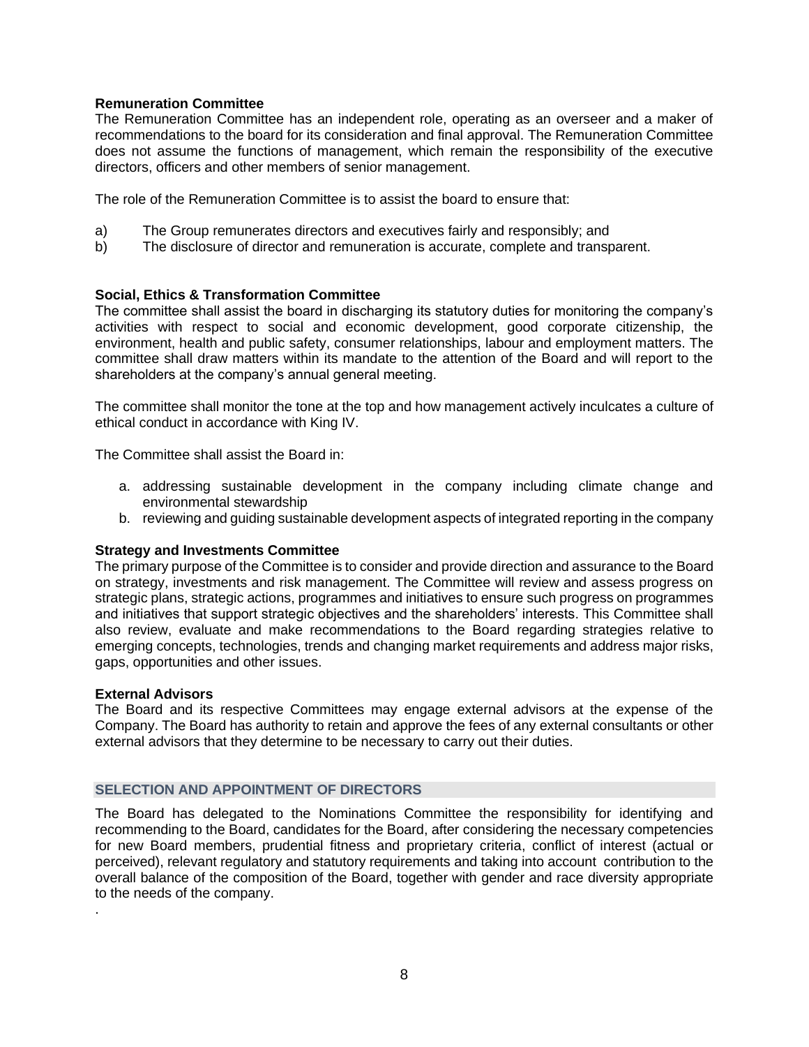**Remuneration Committee**

The Remuneration Committee has an independent role, operating as an overseer and a maker of recommendations to the board for its consideration and final approval. The Remuneration Committee does not assume the functions of management, which remain the responsibility of the executive directors, officers and other members of senior management.

The role of the Remuneration Committee is to assist the board to ensure that:

a) The Group remunerates directors and executives fairly and responsibly; and
b) The disclosure of director and remuneration is accurate, complete and transparent.

**Social, Ethics & Transformation Committee**

The committee shall assist the board in discharging its statutory duties for monitoring the company's activities with respect to social and economic development, good corporate citizenship, the environment, health and public safety, consumer relationships, labour and employment matters. The committee shall draw matters within its mandate to the attention of the Board and will report to the shareholders at the company's annual general meeting.

The committee shall monitor the tone at the top and how management actively inculcates a culture of ethical conduct in accordance with King IV.

The Committee shall assist the Board in:

a. addressing sustainable development in the company including climate change and environmental stewardship
b. reviewing and guiding sustainable development aspects of integrated reporting in the company

**Strategy and Investments Committee**

The primary purpose of the Committee is to consider and provide direction and assurance to the Board on strategy, investments and risk management. The Committee will review and assess progress on strategic plans, strategic actions, programmes and initiatives to ensure such progress on programmes and initiatives that support strategic objectives and the shareholders' interests. This Committee shall also review, evaluate and make recommendations to the Board regarding strategies relative to emerging concepts, technologies, trends and changing market requirements and address major risks, gaps, opportunities and other issues.

**External Advisors**

The Board and its respective Committees may engage external advisors at the expense of the Company. The Board has authority to retain and approve the fees of any external consultants or other external advisors that they determine to be necessary to carry out their duties.

## SELECTION AND APPOINTMENT OF DIRECTORS

The Board has delegated to the Nominations Committee the responsibility for identifying and recommending to the Board, candidates for the Board, after considering the necessary competencies for new Board members, prudential fitness and proprietary criteria, conflict of interest (actual or perceived), relevant regulatory and statutory requirements and taking into account contribution to the overall balance of the composition of the Board, together with gender and race diversity appropriate to the needs of the company.

.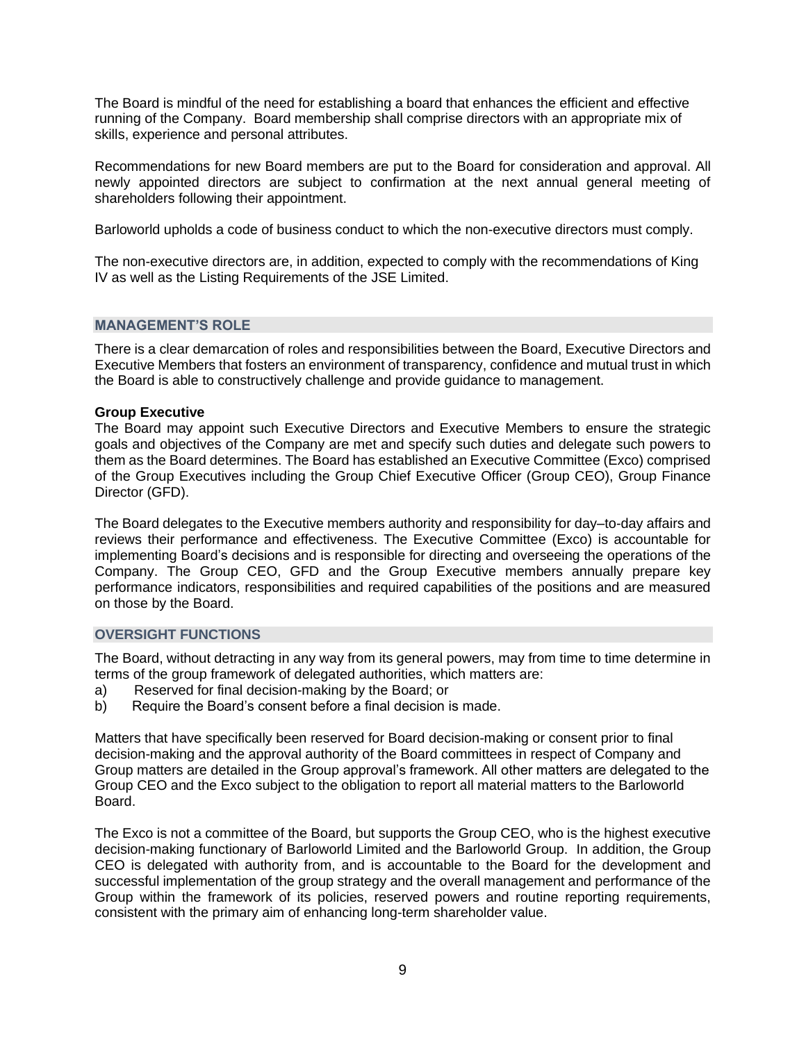The Board is mindful of the need for establishing a board that enhances the efficient and effective running of the Company. Board membership shall comprise directors with an appropriate mix of skills, experience and personal attributes.

Recommendations for new Board members are put to the Board for consideration and approval. All newly appointed directors are subject to confirmation at the next annual general meeting of shareholders following their appointment.

Barloworld upholds a code of business conduct to which the non-executive directors must comply.

The non-executive directors are, in addition, expected to comply with the recommendations of King IV as well as the Listing Requirements of the JSE Limited.

## MANAGEMENT'S ROLE

There is a clear demarcation of roles and responsibilities between the Board, Executive Directors and Executive Members that fosters an environment of transparency, confidence and mutual trust in which the Board is able to constructively challenge and provide guidance to management.

**Group Executive**

The Board may appoint such Executive Directors and Executive Members to ensure the strategic goals and objectives of the Company are met and specify such duties and delegate such powers to them as the Board determines. The Board has established an Executive Committee (Exco) comprised of the Group Executives including the Group Chief Executive Officer (Group CEO), Group Finance Director (GFD).

The Board delegates to the Executive members authority and responsibility for day–to-day affairs and reviews their performance and effectiveness. The Executive Committee (Exco) is accountable for implementing Board's decisions and is responsible for directing and overseeing the operations of the Company. The Group CEO, GFD and the Group Executive members annually prepare key performance indicators, responsibilities and required capabilities of the positions and are measured on those by the Board.

## OVERSIGHT FUNCTIONS

The Board, without detracting in any way from its general powers, may from time to time determine in terms of the group framework of delegated authorities, which matters are:

a) Reserved for final decision-making by the Board; or
b) Require the Board's consent before a final decision is made.

Matters that have specifically been reserved for Board decision-making or consent prior to final decision-making and the approval authority of the Board committees in respect of Company and Group matters are detailed in the Group approval's framework. All other matters are delegated to the Group CEO and the Exco subject to the obligation to report all material matters to the Barloworld Board.

The Exco is not a committee of the Board, but supports the Group CEO, who is the highest executive decision-making functionary of Barloworld Limited and the Barloworld Group. In addition, the Group CEO is delegated with authority from, and is accountable to the Board for the development and successful implementation of the group strategy and the overall management and performance of the Group within the framework of its policies, reserved powers and routine reporting requirements, consistent with the primary aim of enhancing long-term shareholder value.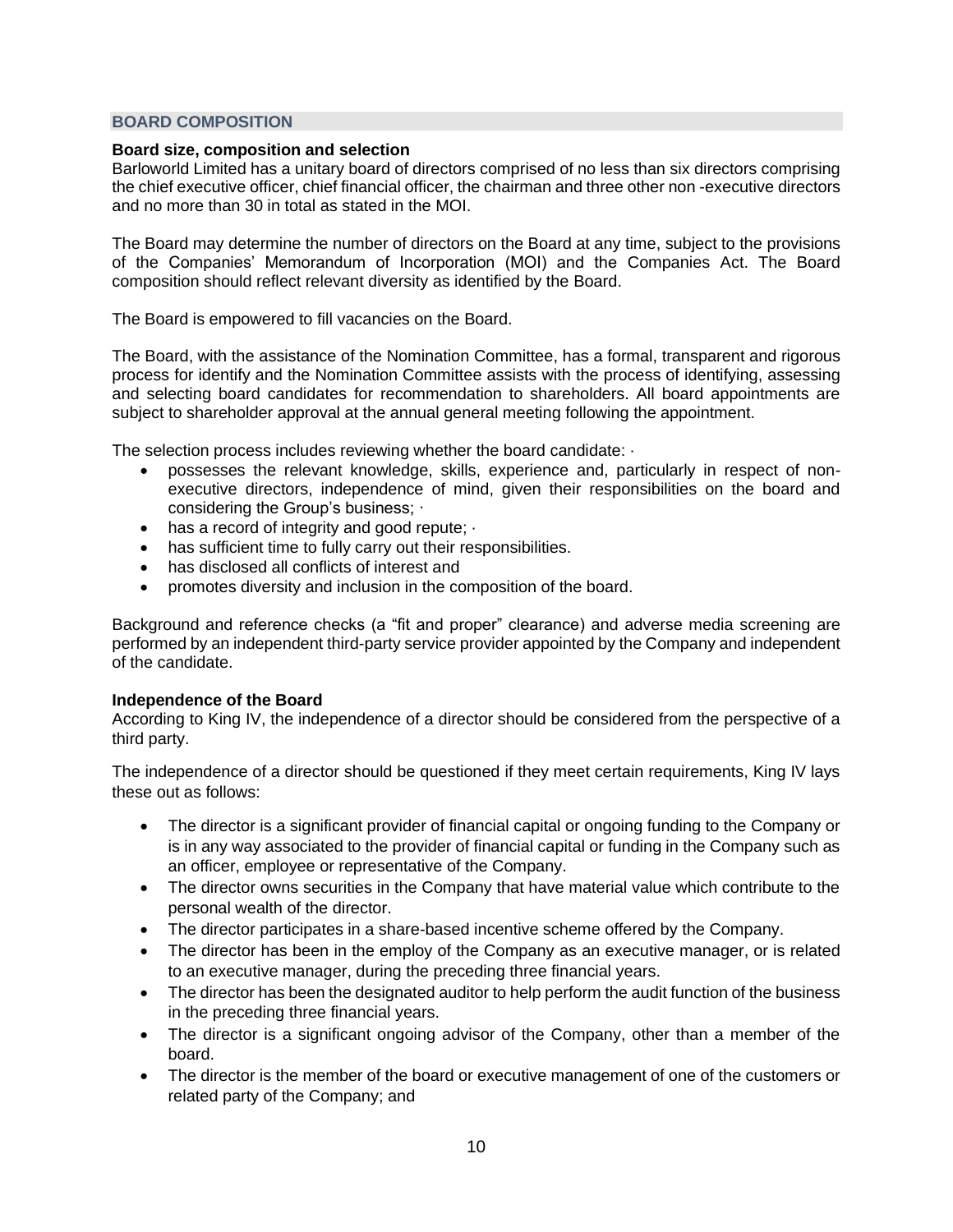## BOARD COMPOSITION

**Board size, composition and selection**

Barloworld Limited has a unitary board of directors comprised of no less than six directors comprising the chief executive officer, chief financial officer, the chairman and three other non -executive directors and no more than 30 in total as stated in the MOI.

The Board may determine the number of directors on the Board at any time, subject to the provisions of the Companies' Memorandum of Incorporation (MOI) and the Companies Act. The Board composition should reflect relevant diversity as identified by the Board.

The Board is empowered to fill vacancies on the Board.

The Board, with the assistance of the Nomination Committee, has a formal, transparent and rigorous process for identify and the Nomination Committee assists with the process of identifying, assessing and selecting board candidates for recommendation to shareholders. All board appointments are subject to shareholder approval at the annual general meeting following the appointment.

The selection process includes reviewing whether the board candidate: ·

- possesses the relevant knowledge, skills, experience and, particularly in respect of non-executive directors, independence of mind, given their responsibilities on the board and considering the Group's business; ·
- has a record of integrity and good repute; ·
- has sufficient time to fully carry out their responsibilities.
- has disclosed all conflicts of interest and
- promotes diversity and inclusion in the composition of the board.

Background and reference checks (a "fit and proper" clearance) and adverse media screening are performed by an independent third-party service provider appointed by the Company and independent of the candidate.

**Independence of the Board**

According to King IV, the independence of a director should be considered from the perspective of a third party.

The independence of a director should be questioned if they meet certain requirements, King IV lays these out as follows:

- The director is a significant provider of financial capital or ongoing funding to the Company or is in any way associated to the provider of financial capital or funding in the Company such as an officer, employee or representative of the Company.
- The director owns securities in the Company that have material value which contribute to the personal wealth of the director.
- The director participates in a share-based incentive scheme offered by the Company.
- The director has been in the employ of the Company as an executive manager, or is related to an executive manager, during the preceding three financial years.
- The director has been the designated auditor to help perform the audit function of the business in the preceding three financial years.
- The director is a significant ongoing advisor of the Company, other than a member of the board.
- The director is the member of the board or executive management of one of the customers or related party of the Company; and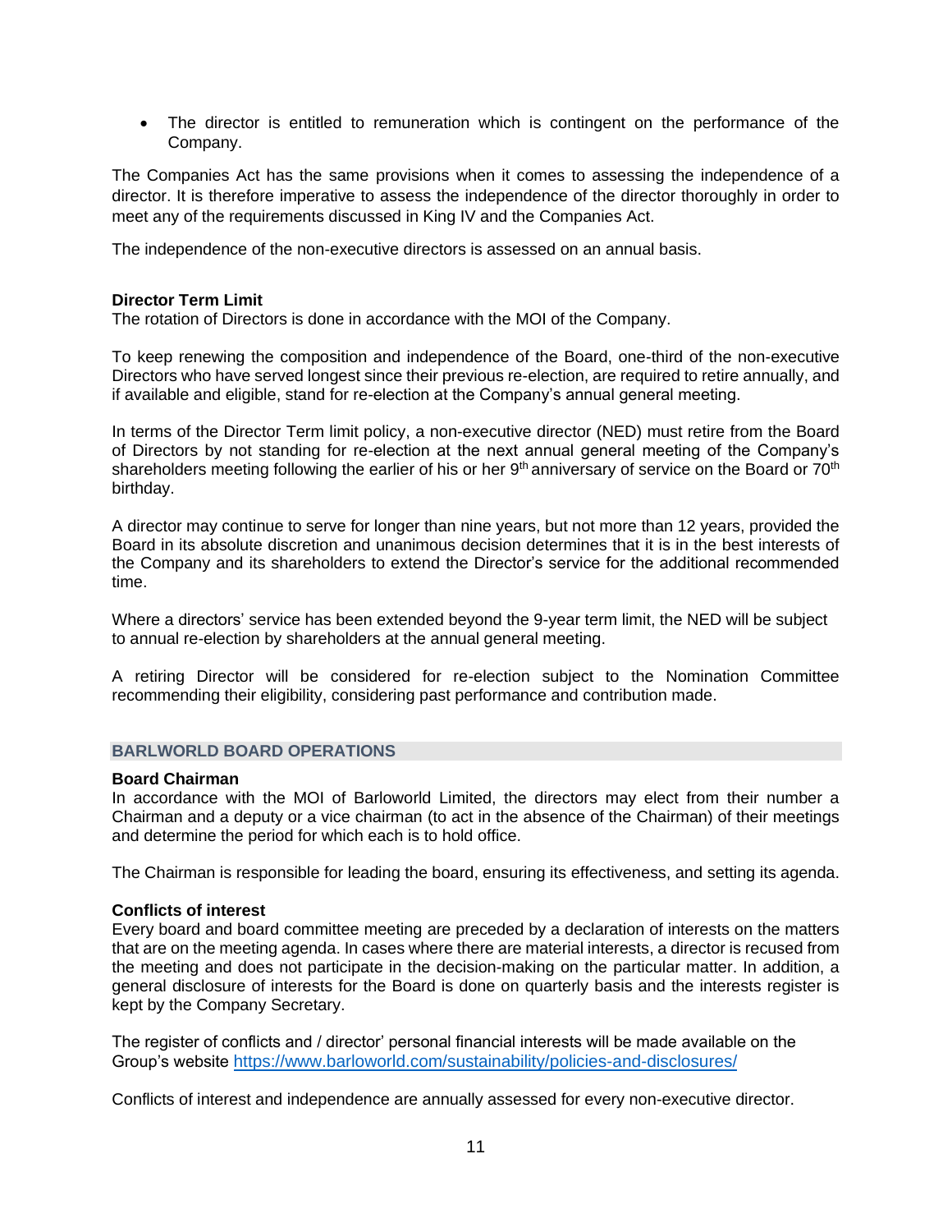- The director is entitled to remuneration which is contingent on the performance of the Company.

The Companies Act has the same provisions when it comes to assessing the independence of a director. It is therefore imperative to assess the independence of the director thoroughly in order to meet any of the requirements discussed in King IV and the Companies Act.

The independence of the non-executive directors is assessed on an annual basis.

**Director Term Limit**

The rotation of Directors is done in accordance with the MOI of the Company.

To keep renewing the composition and independence of the Board, one-third of the non-executive Directors who have served longest since their previous re-election, are required to retire annually, and if available and eligible, stand for re-election at the Company's annual general meeting.

In terms of the Director Term limit policy, a non-executive director (NED) must retire from the Board of Directors by not standing for re-election at the next annual general meeting of the Company's shareholders meeting following the earlier of his or her 9th anniversary of service on the Board or 70th birthday.

A director may continue to serve for longer than nine years, but not more than 12 years, provided the Board in its absolute discretion and unanimous decision determines that it is in the best interests of the Company and its shareholders to extend the Director's service for the additional recommended time.

Where a directors' service has been extended beyond the 9-year term limit, the NED will be subject to annual re-election by shareholders at the annual general meeting.

A retiring Director will be considered for re-election subject to the Nomination Committee recommending their eligibility, considering past performance and contribution made.

## BARLWORLD BOARD OPERATIONS

**Board Chairman**

In accordance with the MOI of Barloworld Limited, the directors may elect from their number a Chairman and a deputy or a vice chairman (to act in the absence of the Chairman) of their meetings and determine the period for which each is to hold office.

The Chairman is responsible for leading the board, ensuring its effectiveness, and setting its agenda.

**Conflicts of interest**

Every board and board committee meeting are preceded by a declaration of interests on the matters that are on the meeting agenda. In cases where there are material interests, a director is recused from the meeting and does not participate in the decision-making on the particular matter. In addition, a general disclosure of interests for the Board is done on quarterly basis and the interests register is kept by the Company Secretary.

The register of conflicts and / director' personal financial interests will be made available on the Group's website https://www.barloworld.com/sustainability/policies-and-disclosures/

Conflicts of interest and independence are annually assessed for every non-executive director.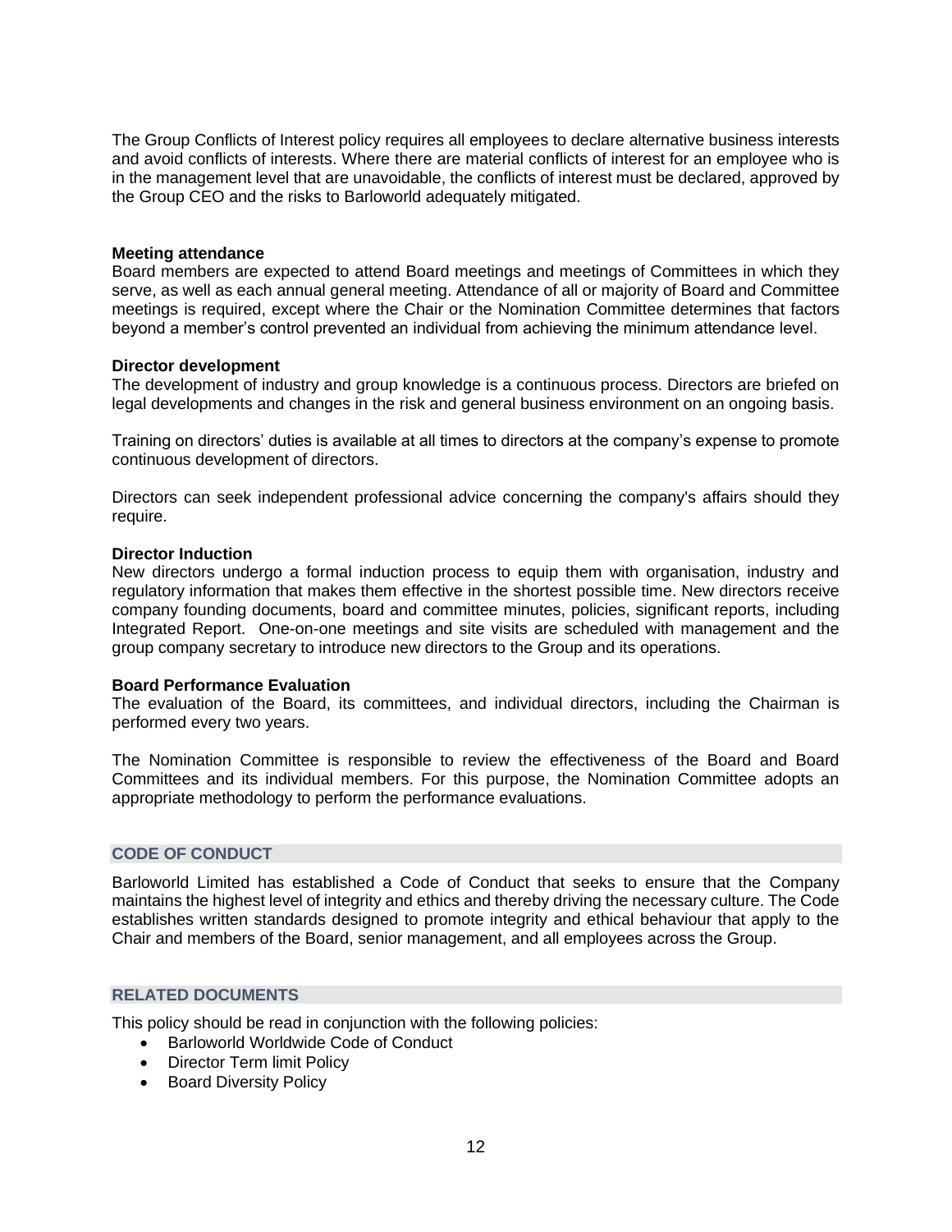The Group Conflicts of Interest policy requires all employees to declare alternative business interests and avoid conflicts of interests. Where there are material conflicts of interest for an employee who is in the management level that are unavoidable, the conflicts of interest must be declared, approved by the Group CEO and the risks to Barloworld adequately mitigated.

**Meeting attendance**
Board members are expected to attend Board meetings and meetings of Committees in which they serve, as well as each annual general meeting. Attendance of all or majority of Board and Committee meetings is required, except where the Chair or the Nomination Committee determines that factors beyond a member's control prevented an individual from achieving the minimum attendance level.

**Director development**
The development of industry and group knowledge is a continuous process. Directors are briefed on legal developments and changes in the risk and general business environment on an ongoing basis.

Training on directors' duties is available at all times to directors at the company's expense to promote continuous development of directors.

Directors can seek independent professional advice concerning the company's affairs should they require.

**Director Induction**
New directors undergo a formal induction process to equip them with organisation, industry and regulatory information that makes them effective in the shortest possible time. New directors receive company founding documents, board and committee minutes, policies, significant reports, including Integrated Report. One-on-one meetings and site visits are scheduled with management and the group company secretary to introduce new directors to the Group and its operations.

**Board Performance Evaluation**
The evaluation of the Board, its committees, and individual directors, including the Chairman is performed every two years.

The Nomination Committee is responsible to review the effectiveness of the Board and Board Committees and its individual members. For this purpose, the Nomination Committee adopts an appropriate methodology to perform the performance evaluations.

## CODE OF CONDUCT

Barloworld Limited has established a Code of Conduct that seeks to ensure that the Company maintains the highest level of integrity and ethics and thereby driving the necessary culture. The Code establishes written standards designed to promote integrity and ethical behaviour that apply to the Chair and members of the Board, senior management, and all employees across the Group.

## RELATED DOCUMENTS

This policy should be read in conjunction with the following policies:

- Barloworld Worldwide Code of Conduct
- Director Term limit Policy
- Board Diversity Policy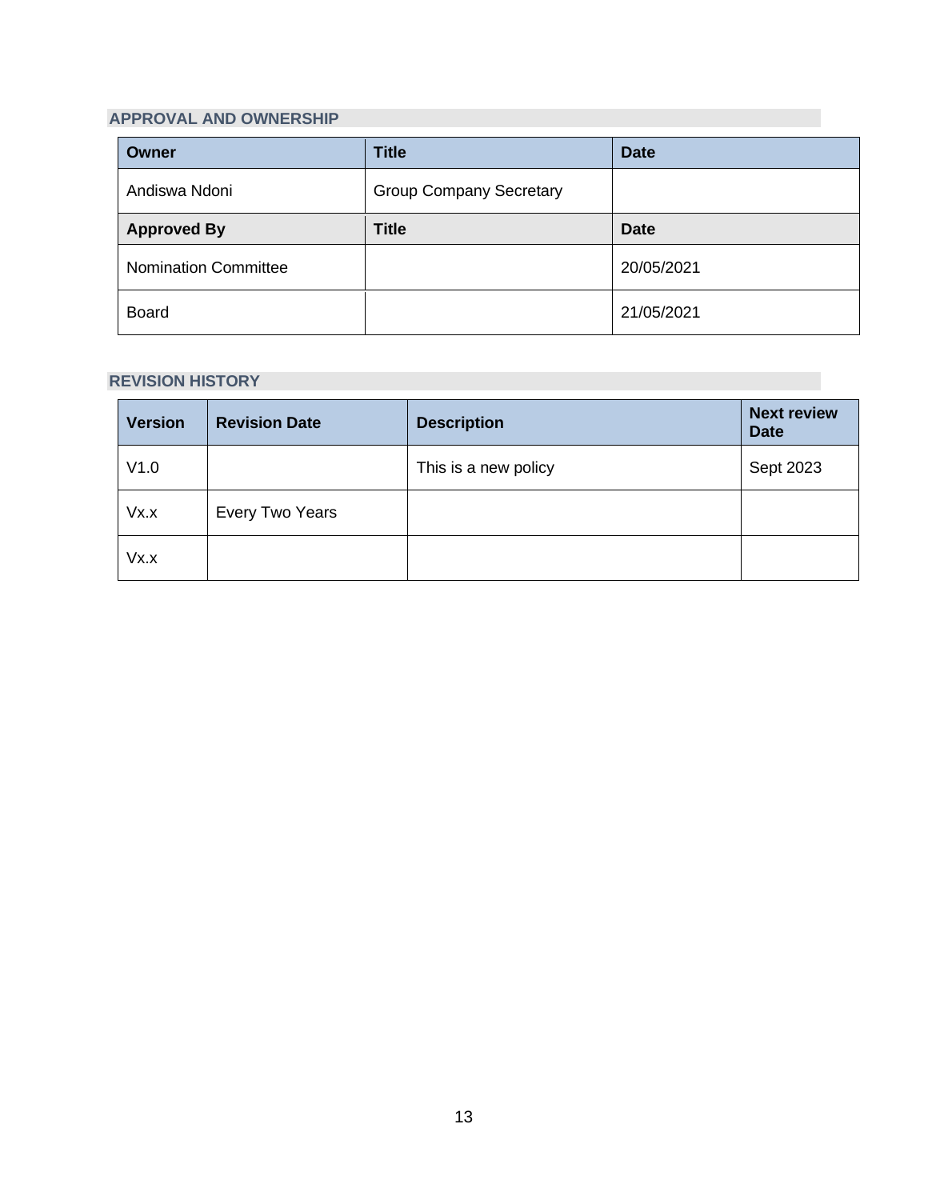## APPROVAL AND OWNERSHIP

| Owner | Title | Date |
|---|---|---|
| Andiswa Ndoni | Group Company Secretary | |
| **Approved By** | **Title** | **Date** |
| Nomination Committee | | 20/05/2021 |
| Board | | 21/05/2021 |

## REVISION HISTORY

| Version | Revision Date | Description | Next review Date |
|---|---|---|---|
| V1.0 | | This is a new policy | Sept 2023 |
| Vx.x | Every Two Years | | |
| Vx.x | | | |